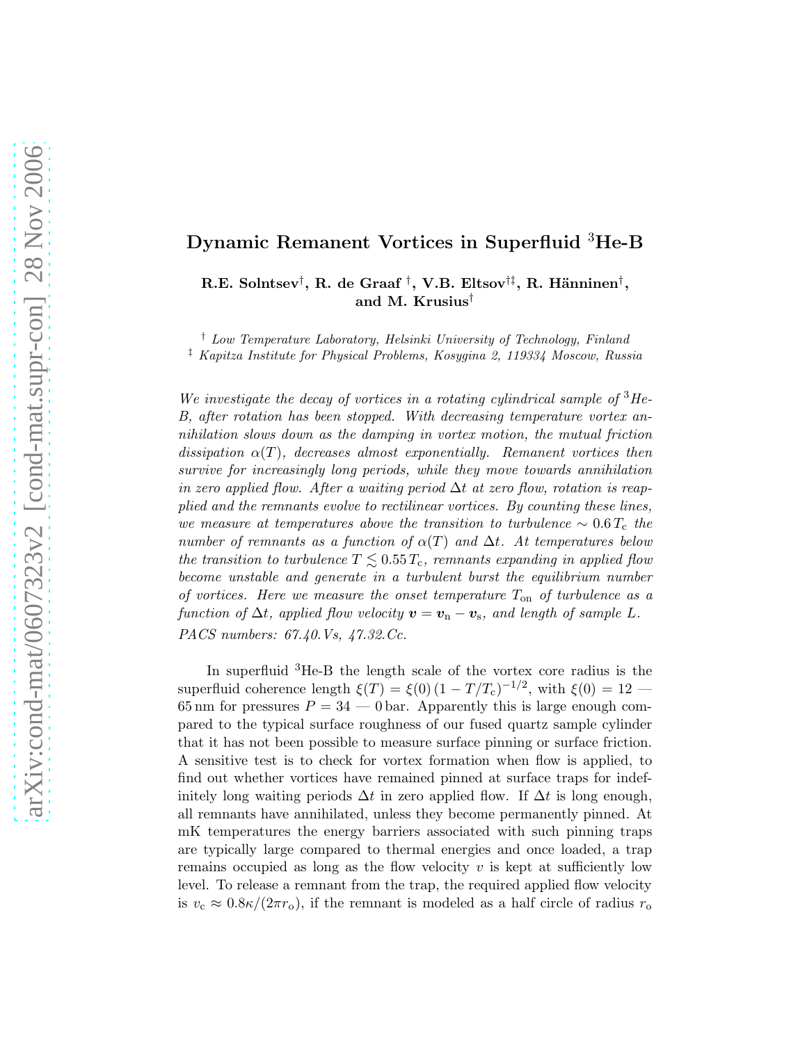# Dynamic Remanent Vortices in Superfluid $^3$He-B

**R.E. Solntsev[†], R. de Graaf [†], V.B. Eltsov[†‡], R. Hänninen[†], and M. Krusius[†]**

[†] *Low Temperature Laboratory, Helsinki University of Technology, Finland*
[‡] *Kapitza Institute for Physical Problems, Kosygina 2, 119334 Moscow, Russia*

*We investigate the decay of vortices in a rotating cylindrical sample of $^3$He-B, after rotation has been stopped. With decreasing temperature vortex annihilation slows down as the damping in vortex motion, the mutual friction dissipation $\alpha(T)$, decreases almost exponentially. Remanent vortices then survive for increasingly long periods, while they move towards annihilation in zero applied flow. After a waiting period $\Delta t$ at zero flow, rotation is reapplied and the remnants evolve to rectilinear vortices. By counting these lines, we measure at temperatures above the transition to turbulence $\sim 0.6\,T_{\rm c}$ the number of remnants as a function of $\alpha(T)$ and $\Delta t$. At temperatures below the transition to turbulence $T \lesssim 0.55\,T_{\rm c}$, remnants expanding in applied flow become unstable and generate in a turbulent burst the equilibrium number of vortices. Here we measure the onset temperature $T_{\rm on}$ of turbulence as a function of $\Delta t$, applied flow velocity $\boldsymbol{v} = \boldsymbol{v}_{\rm n} - \boldsymbol{v}_{\rm s}$, and length of sample $L$.*

*PACS numbers: 67.40.Vs, 47.32.Cc.*

In superfluid $^3$He-B the length scale of the vortex core radius is the superfluid coherence length $\xi(T) = \xi(0)\,(1 - T/T_{\rm c})^{-1/2}$, with $\xi(0) = 12$ — 65 nm for pressures $P = 34$ — 0 bar. Apparently this is large enough compared to the typical surface roughness of our fused quartz sample cylinder that it has not been possible to measure surface pinning or surface friction. A sensitive test is to check for vortex formation when flow is applied, to find out whether vortices have remained pinned at surface traps for indefinitely long waiting periods $\Delta t$ in zero applied flow. If $\Delta t$ is long enough, all remnants have annihilated, unless they become permanently pinned. At mK temperatures the energy barriers associated with such pinning traps are typically large compared to thermal energies and once loaded, a trap remains occupied as long as the flow velocity $v$ is kept at sufficiently low level. To release a remnant from the trap, the required applied flow velocity is $v_{\rm c} \approx 0.8\kappa/(2\pi r_{\rm o})$, if the remnant is modeled as a half circle of radius $r_{\rm o}$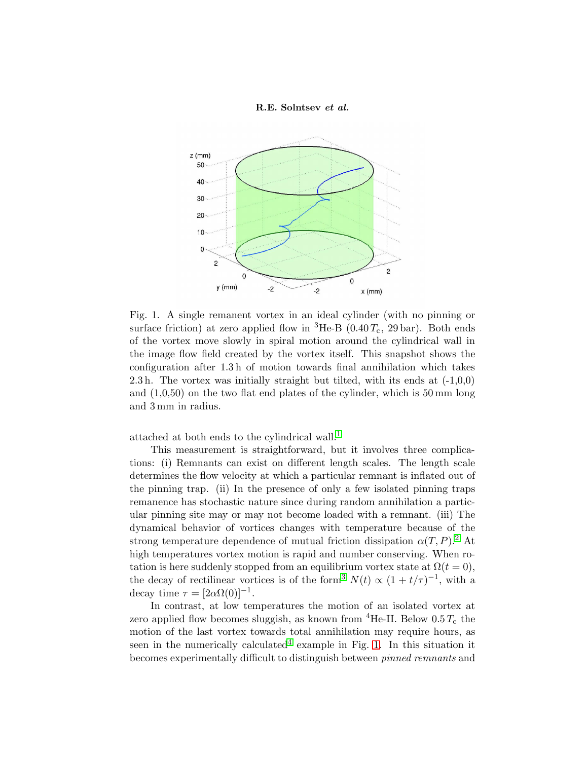z (mm)
50
40
30
20
10
0
2
0
y (mm)
-2
-2
0
2
x (mm)

Fig. 1. A single remanent vortex in an ideal cylinder (with no pinning or surface friction) at zero applied flow in $^3$He-B ($0.40\,T_c$, 29 bar). Both ends of the vortex move slowly in spiral motion around the cylindrical wall in the image flow field created by the vortex itself. This snapshot shows the configuration after 1.3 h of motion towards final annihilation which takes 2.3 h. The vortex was initially straight but tilted, with its ends at (-1,0,0) and (1,0,50) on the two flat end plates of the cylinder, which is 50 mm long and 3 mm in radius.

attached at both ends to the cylindrical wall.[1]

This measurement is straightforward, but it involves three complications: (i) Remnants can exist on different length scales. The length scale determines the flow velocity at which a particular remnant is inflated out of the pinning trap. (ii) In the presence of only a few isolated pinning traps remanence has stochastic nature since during random annihilation a particular pinning site may or may not become loaded with a remnant. (iii) The dynamical behavior of vortices changes with temperature because of the strong temperature dependence of mutual friction dissipation $\alpha(T,P)$.[2] At high temperatures vortex motion is rapid and number conserving. When rotation is here suddenly stopped from an equilibrium vortex state at $\Omega(t=0)$, the decay of rectilinear vortices is of the form[3] $N(t) \propto (1+t/\tau)^{-1}$, with a decay time $\tau = [2\alpha\Omega(0)]^{-1}$.

In contrast, at low temperatures the motion of an isolated vortex at zero applied flow becomes sluggish, as known from $^4$He-II. Below $0.5\,T_c$ the motion of the last vortex towards total annihilation may require hours, as seen in the numerically calculated[4] example in Fig. 1. In this situation it becomes experimentally difficult to distinguish between *pinned remnants* and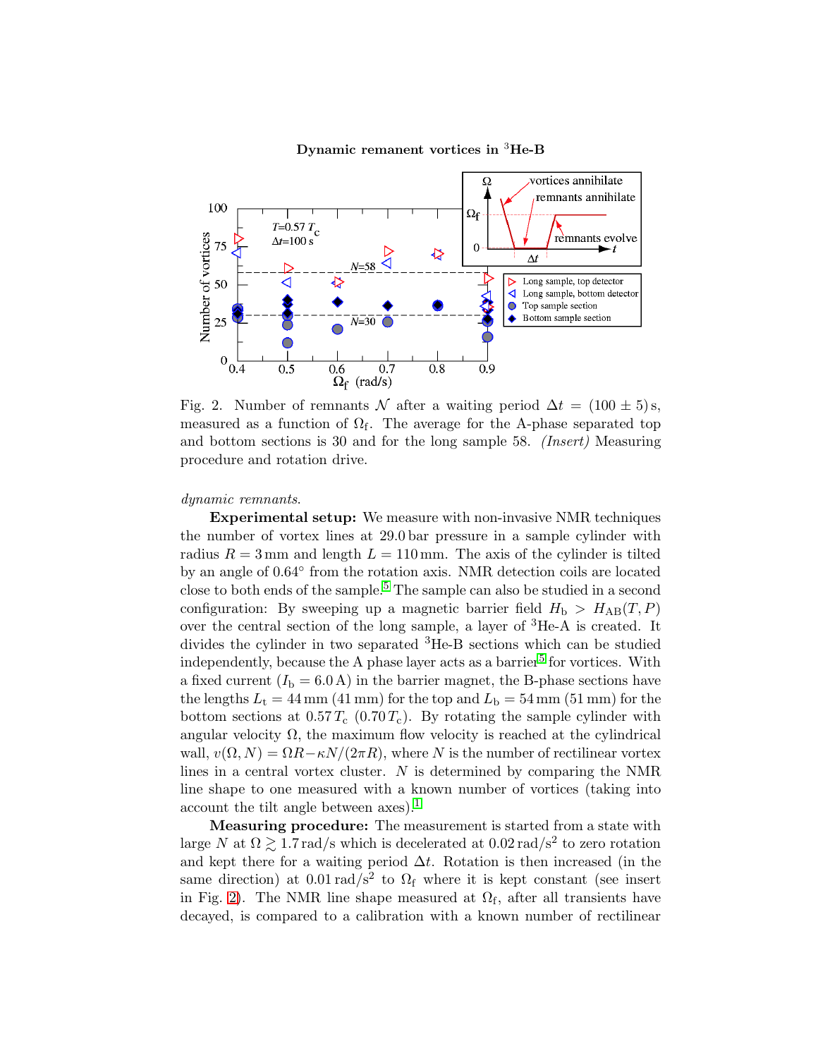Fig. 2. Number of remnants $\mathcal{N}$ after a waiting period $\Delta t = (100 \pm 5)$ s, measured as a function of $\Omega_f$. The average for the A-phase separated top and bottom sections is 30 and for the long sample 58. *(Insert)* Measuring procedure and rotation drive.

*dynamic remnants*.

**Experimental setup:** We measure with non-invasive NMR techniques the number of vortex lines at 29.0 bar pressure in a sample cylinder with radius $R = 3$ mm and length $L = 110$ mm. The axis of the cylinder is tilted by an angle of 0.64° from the rotation axis. NMR detection coils are located close to both ends of the sample.[5] The sample can also be studied in a second configuration: By sweeping up a magnetic barrier field $H_b > H_{AB}(T, P)$ over the central section of the long sample, a layer of $^3$He-A is created. It divides the cylinder in two separated $^3$He-B sections which can be studied independently, because the A phase layer acts as a barrier[5] for vortices. With a fixed current ($I_b = 6.0$ A) in the barrier magnet, the B-phase sections have the lengths $L_t = 44$ mm (41 mm) for the top and $L_b = 54$ mm (51 mm) for the bottom sections at $0.57\,T_c$ ($0.70\,T_c$). By rotating the sample cylinder with angular velocity $\Omega$, the maximum flow velocity is reached at the cylindrical wall, $v(\Omega, N) = \Omega R - \kappa N/(2\pi R)$, where $N$ is the number of rectilinear vortex lines in a central vortex cluster. $N$ is determined by comparing the NMR line shape to one measured with a known number of vortices (taking into account the tilt angle between axes).[1]

**Measuring procedure:** The measurement is started from a state with large $N$ at $\Omega \gtrsim 1.7$ rad/s which is decelerated at 0.02 rad/s$^2$ to zero rotation and kept there for a waiting period $\Delta t$. Rotation is then increased (in the same direction) at 0.01 rad/s$^2$ to $\Omega_f$ where it is kept constant (see insert in Fig. 2). The NMR line shape measured at $\Omega_f$, after all transients have decayed, is compared to a calibration with a known number of rectilinear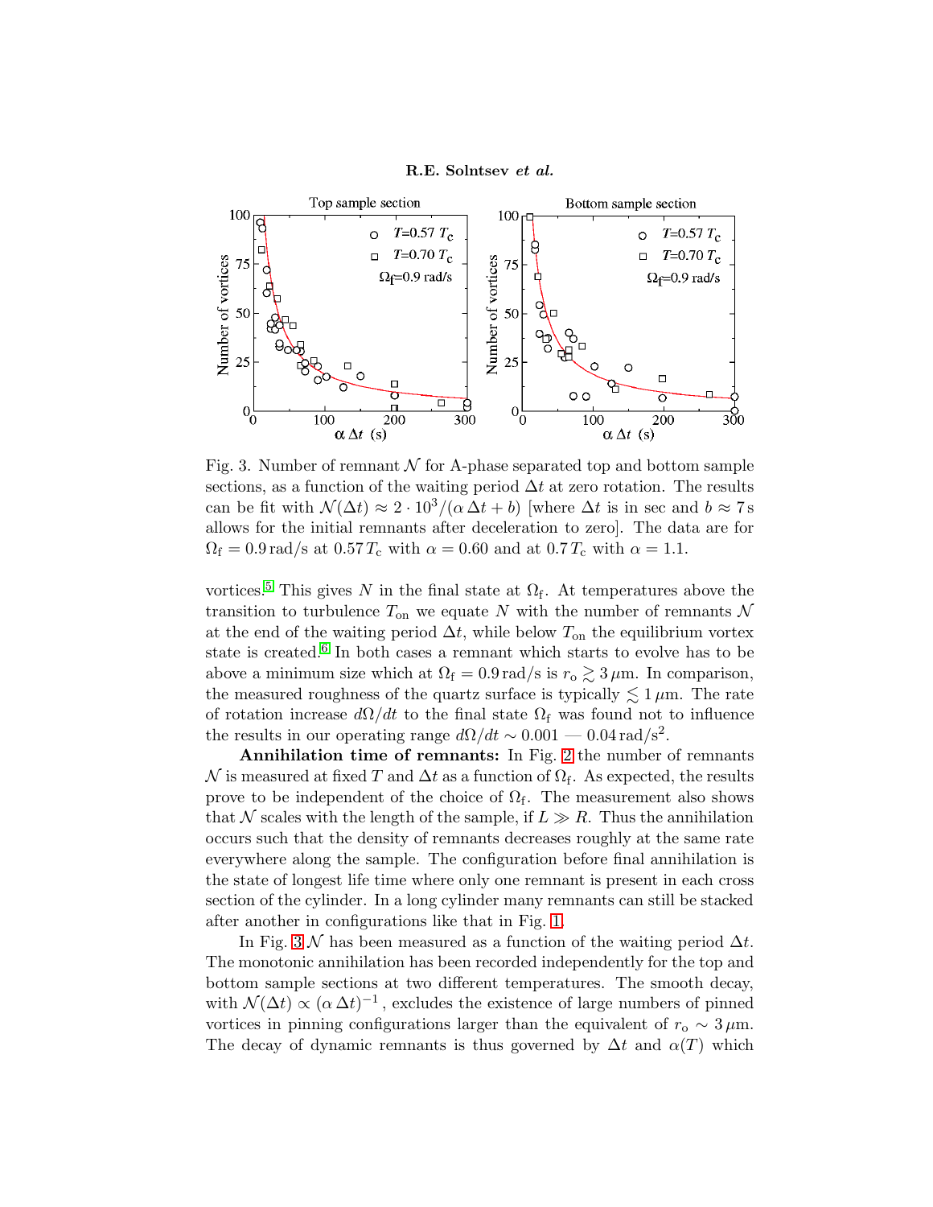Top sample section

100
75
50
25
0

Number of vortices

0 100 200 300

$\alpha\,\Delta t$ (s)

$T$=0.57 $T_c$

$T$=0.70 $T_c$

$\Omega_f$=0.9 rad/s

Bottom sample section

100
75
50
25
0

Number of vortices

0 100 200 300

$\alpha\,\Delta t$ (s)

$T$=0.57 $T_c$

$T$=0.70 $T_c$

$\Omega_f$=0.9 rad/s

Fig. 3. Number of remnant $\mathcal{N}$ for A-phase separated top and bottom sample sections, as a function of the waiting period $\Delta t$ at zero rotation. The results can be fit with $\mathcal{N}(\Delta t) \approx 2 \cdot 10^3/(\alpha\,\Delta t + b)$ [where $\Delta t$ is in sec and $b \approx 7\,$s allows for the initial remnants after deceleration to zero]. The data are for $\Omega_f = 0.9\,$rad/s at $0.57\,T_c$ with $\alpha = 0.60$ and at $0.7\,T_c$ with $\alpha = 1.1$.

vortices.[5] This gives $N$ in the final state at $\Omega_f$. At temperatures above the transition to turbulence $T_{on}$ we equate $N$ with the number of remnants $\mathcal{N}$ at the end of the waiting period $\Delta t$, while below $T_{on}$ the equilibrium vortex state is created.[6] In both cases a remnant which starts to evolve has to be above a minimum size which at $\Omega_f = 0.9\,$rad/s is $r_o \gtrsim 3\,\mu$m. In comparison, the measured roughness of the quartz surface is typically $\lesssim 1\,\mu$m. The rate of rotation increase $d\Omega/dt$ to the final state $\Omega_f$ was found not to influence the results in our operating range $d\Omega/dt \sim 0.001$ — $0.04\,$rad/s$^2$.

**Annihilation time of remnants:** In Fig. 2 the number of remnants $\mathcal{N}$ is measured at fixed $T$ and $\Delta t$ as a function of $\Omega_f$. As expected, the results prove to be independent of the choice of $\Omega_f$. The measurement also shows that $\mathcal{N}$ scales with the length of the sample, if $L \gg R$. Thus the annihilation occurs such that the density of remnants decreases roughly at the same rate everywhere along the sample. The configuration before final annihilation is the state of longest life time where only one remnant is present in each cross section of the cylinder. In a long cylinder many remnants can still be stacked after another in configurations like that in Fig. 1.

In Fig. 3 $\mathcal{N}$ has been measured as a function of the waiting period $\Delta t$. The monotonic annihilation has been recorded independently for the top and bottom sample sections at two different temperatures. The smooth decay, with $\mathcal{N}(\Delta t) \propto (\alpha\,\Delta t)^{-1}$, excludes the existence of large numbers of pinned vortices in pinning configurations larger than the equivalent of $r_o \sim 3\,\mu$m. The decay of dynamic remnants is thus governed by $\Delta t$ and $\alpha(T)$ which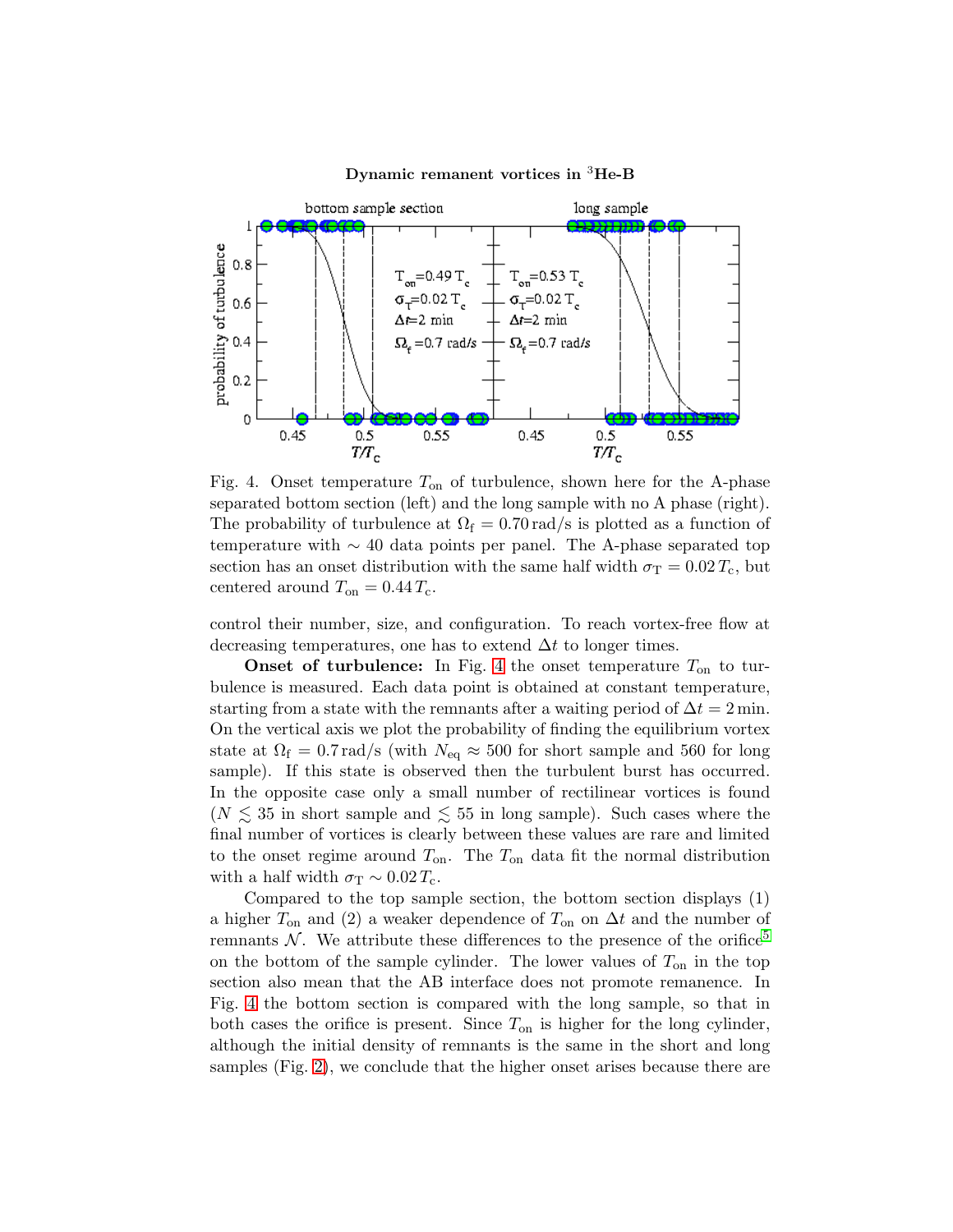bottom sample section

long sample

probability of turbulence

1

0.8

0.6

0.4

0.2

0

$T_{on}$=0.49 $T_c$

$\sigma_T$=0.02 $T_c$

$\Delta t$=2 min

$\Omega_f$ =0.7 rad/s

$T_{on}$=0.53 $T_c$

$\sigma_T$=0.02 $T_c$

$\Delta t$=2 min

$\Omega_f$ =0.7 rad/s

0.45 0.5 0.55

$T/T_c$

0.45 0.5 0.55

$T/T_c$

Fig. 4. Onset temperature $T_{\rm on}$ of turbulence, shown here for the A-phase separated bottom section (left) and the long sample with no A phase (right). The probability of turbulence at $\Omega_{\rm f} = 0.70\,$rad/s is plotted as a function of temperature with $\sim 40$ data points per panel. The A-phase separated top section has an onset distribution with the same half width $\sigma_{\rm T} = 0.02\,T_{\rm c}$, but centered around $T_{\rm on} = 0.44\,T_{\rm c}$.

control their number, size, and configuration. To reach vortex-free flow at decreasing temperatures, one has to extend $\Delta t$ to longer times.

**Onset of turbulence:** In Fig. 4 the onset temperature $T_{\rm on}$ to turbulence is measured. Each data point is obtained at constant temperature, starting from a state with the remnants after a waiting period of $\Delta t = 2\,$min. On the vertical axis we plot the probability of finding the equilibrium vortex state at $\Omega_{\rm f} = 0.7\,$rad/s (with $N_{\rm eq} \approx 500$ for short sample and 560 for long sample). If this state is observed then the turbulent burst has occurred. In the opposite case only a small number of rectilinear vortices is found ($N \lesssim 35$ in short sample and $\lesssim 55$ in long sample). Such cases where the final number of vortices is clearly between these values are rare and limited to the onset regime around $T_{\rm on}$. The $T_{\rm on}$ data fit the normal distribution with a half width $\sigma_{\rm T} \sim 0.02\,T_{\rm c}$.

Compared to the top sample section, the bottom section displays (1) a higher $T_{\rm on}$ and (2) a weaker dependence of $T_{\rm on}$ on $\Delta t$ and the number of remnants $\mathcal{N}$. We attribute these differences to the presence of the orifice[5] on the bottom of the sample cylinder. The lower values of $T_{\rm on}$ in the top section also mean that the AB interface does not promote remanence. In Fig. 4 the bottom section is compared with the long sample, so that in both cases the orifice is present. Since $T_{\rm on}$ is higher for the long cylinder, although the initial density of remnants is the same in the short and long samples (Fig. 2), we conclude that the higher onset arises because there are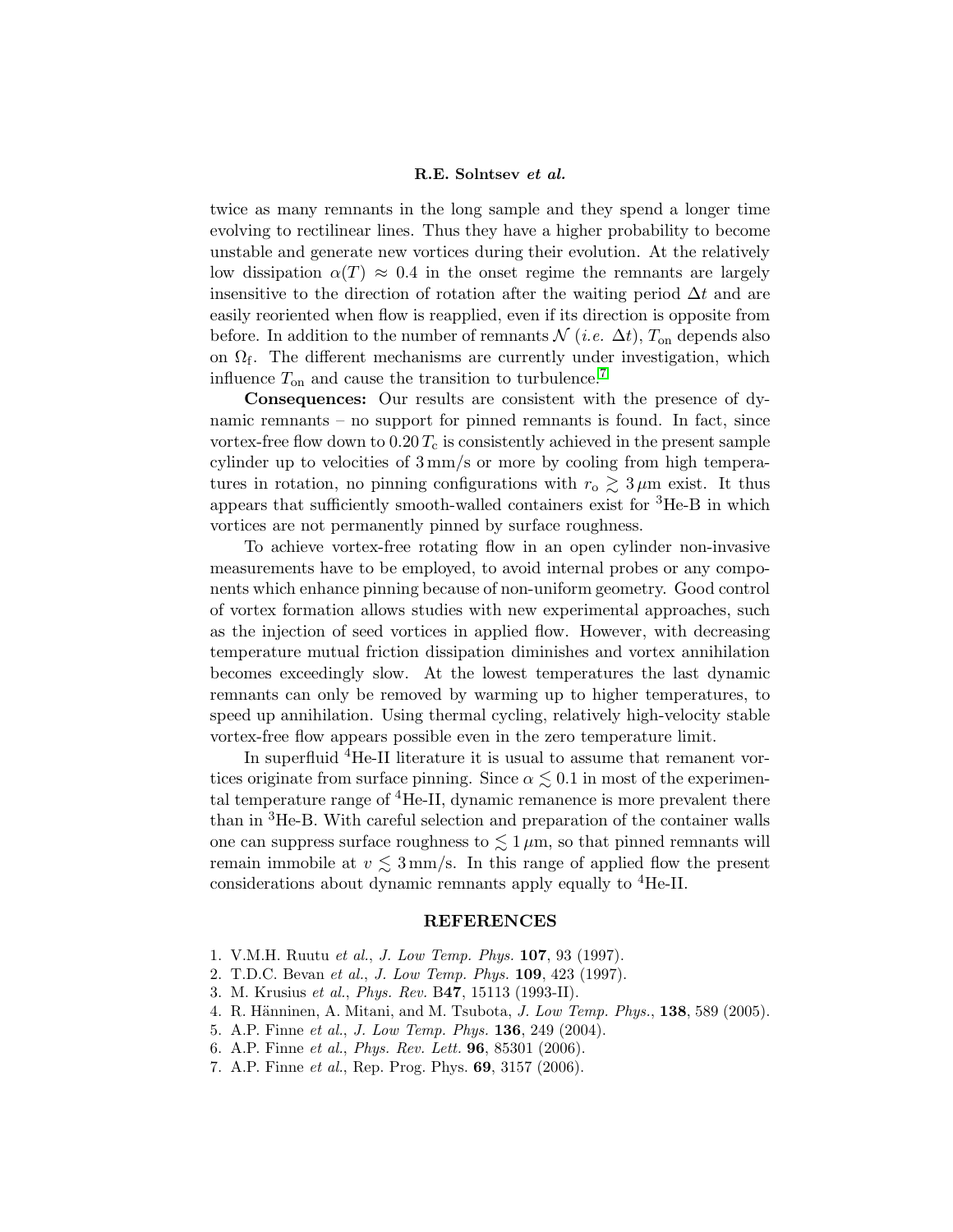twice as many remnants in the long sample and they spend a longer time evolving to rectilinear lines. Thus they have a higher probability to become unstable and generate new vortices during their evolution. At the relatively low dissipation $\alpha(T) \approx 0.4$ in the onset regime the remnants are largely insensitive to the direction of rotation after the waiting period $\Delta t$ and are easily reoriented when flow is reapplied, even if its direction is opposite from before. In addition to the number of remnants $\mathcal{N}$ (*i.e.* $\Delta t$), $T_{\rm on}$ depends also on $\Omega_{\rm f}$. The different mechanisms are currently under investigation, which influence $T_{\rm on}$ and cause the transition to turbulence.[7]

**Consequences:** Our results are consistent with the presence of dynamic remnants – no support for pinned remnants is found. In fact, since vortex-free flow down to $0.20\,T_{\rm c}$ is consistently achieved in the present sample cylinder up to velocities of 3 mm/s or more by cooling from high temperatures in rotation, no pinning configurations with $r_{\rm o} \gtrsim 3\,\mu$m exist. It thus appears that sufficiently smooth-walled containers exist for $^3$He-B in which vortices are not permanently pinned by surface roughness.

To achieve vortex-free rotating flow in an open cylinder non-invasive measurements have to be employed, to avoid internal probes or any components which enhance pinning because of non-uniform geometry. Good control of vortex formation allows studies with new experimental approaches, such as the injection of seed vortices in applied flow. However, with decreasing temperature mutual friction dissipation diminishes and vortex annihilation becomes exceedingly slow. At the lowest temperatures the last dynamic remnants can only be removed by warming up to higher temperatures, to speed up annihilation. Using thermal cycling, relatively high-velocity stable vortex-free flow appears possible even in the zero temperature limit.

In superfluid $^4$He-II literature it is usual to assume that remanent vortices originate from surface pinning. Since $\alpha \lesssim 0.1$ in most of the experimental temperature range of $^4$He-II, dynamic remanence is more prevalent there than in $^3$He-B. With careful selection and preparation of the container walls one can suppress surface roughness to $\lesssim 1\,\mu$m, so that pinned remnants will remain immobile at $v \lesssim 3$ mm/s. In this range of applied flow the present considerations about dynamic remnants apply equally to $^4$He-II.

## REFERENCES

1. V.M.H. Ruutu *et al.*, *J. Low Temp. Phys.* **107**, 93 (1997).
2. T.D.C. Bevan *et al.*, *J. Low Temp. Phys.* **109**, 423 (1997).
3. M. Krusius *et al.*, *Phys. Rev.* B**47**, 15113 (1993-II).
4. R. Hänninen, A. Mitani, and M. Tsubota, *J. Low Temp. Phys.*, **138**, 589 (2005).
5. A.P. Finne *et al.*, *J. Low Temp. Phys.* **136**, 249 (2004).
6. A.P. Finne *et al.*, *Phys. Rev. Lett.* **96**, 85301 (2006).
7. A.P. Finne *et al.*, Rep. Prog. Phys. **69**, 3157 (2006).